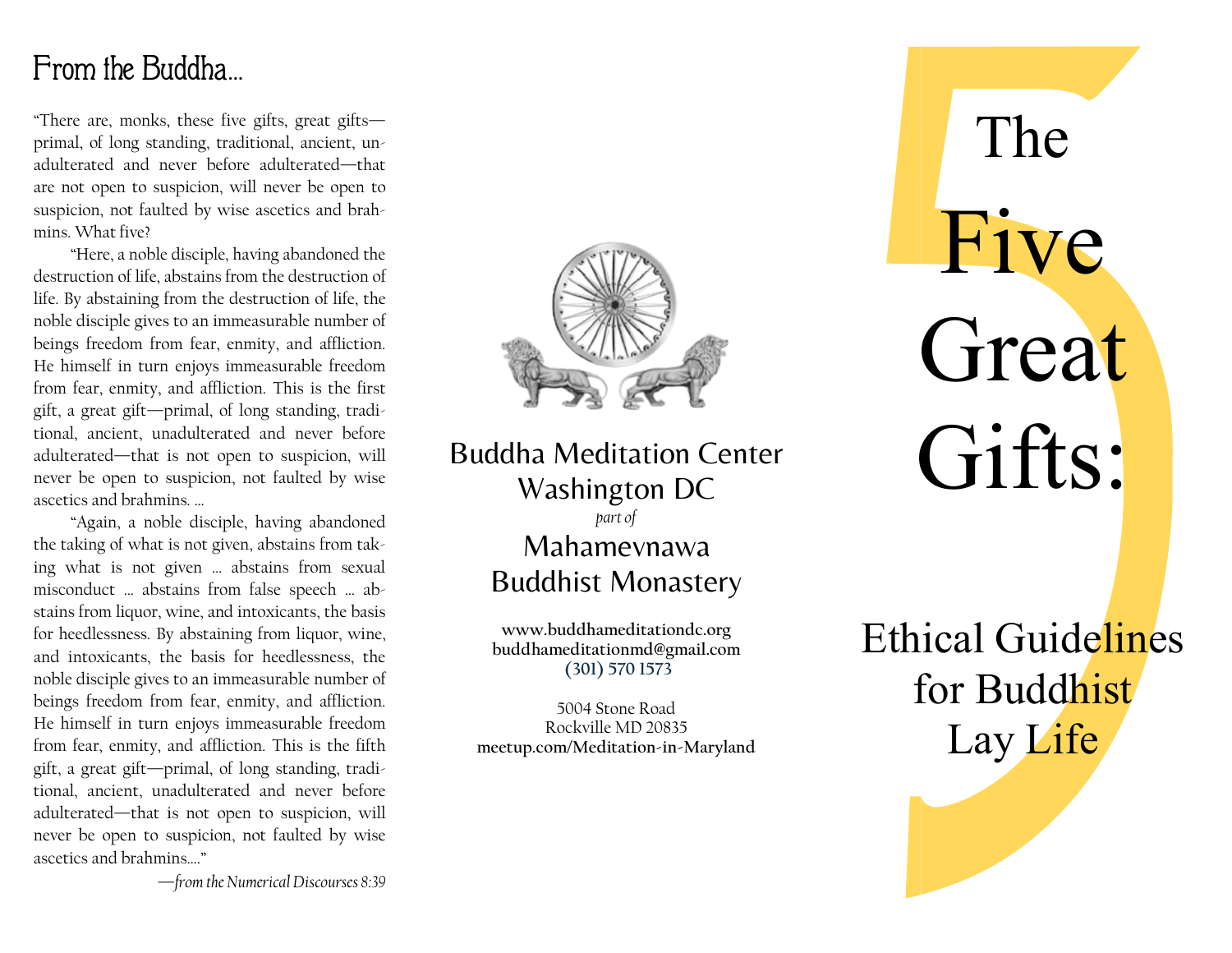## From the Buddha...

"There are, monks, these five gifts, great gifts—primal, of long standing, traditional, ancient, unadulterated and never before adulterated—that are not open to suspicion, will never be open to suspicion, not faulted by wise ascetics and brahmins. What five?

"Here, a noble disciple, having abandoned the destruction of life, abstains from the destruction of life. By abstaining from the destruction of life, the noble disciple gives to an immeasurable number of beings freedom from fear, enmity, and affliction. He himself in turn enjoys immeasurable freedom from fear, enmity, and affliction. This is the first gift, a great gift—primal, of long standing, traditional, ancient, unadulterated and never before adulterated—that is not open to suspicion, will never be open to suspicion, not faulted by wise ascetics and brahmins. ...

"Again, a noble disciple, having abandoned the taking of what is not given, abstains from taking what is not given ... abstains from sexual misconduct ... abstains from false speech ... abstains from liquor, wine, and intoxicants, the basis for heedlessness. By abstaining from liquor, wine, and intoxicants, the basis for heedlessness, the noble disciple gives to an immeasurable number of beings freedom from fear, enmity, and affliction. He himself in turn enjoys immeasurable freedom from fear, enmity, and affliction. This is the fifth gift, a great gift—primal, of long standing, traditional, ancient, unadulterated and never before adulterated—that is not open to suspicion, will never be open to suspicion, not faulted by wise ascetics and brahmins...."

*—from the Numerical Discourses 8:39*

Buddha Meditation Center
Washington DC
*part of*
Mahamevnawa
Buddhist Monastery

**www.buddhameditationdc.org**
**buddhameditationmd@gmail.com**
**(301) 570 1573**

5004 Stone Road
Rockville MD 20835
**meetup.com/Meditation-in-Maryland**

# The Five Great Gifts:

## Ethical Guidelines for Buddhist Lay Life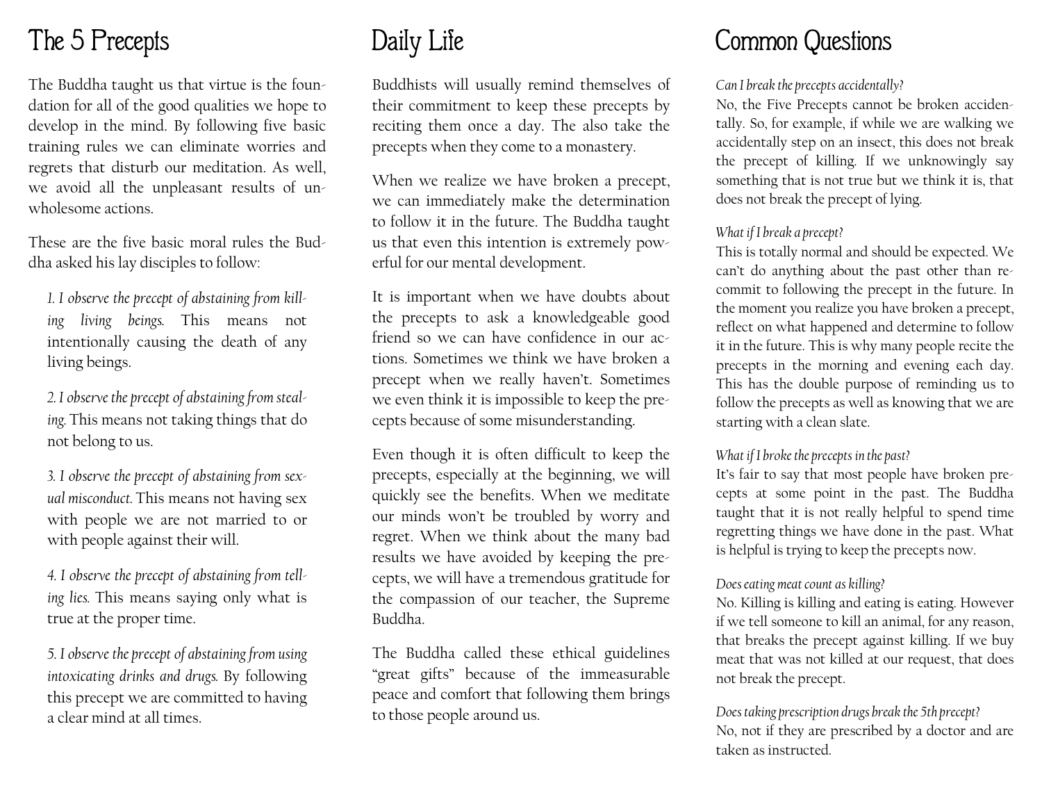## The 5 Precepts

The Buddha taught us that virtue is the foundation for all of the good qualities we hope to develop in the mind. By following five basic training rules we can eliminate worries and regrets that disturb our meditation. As well, we avoid all the unpleasant results of unwholesome actions.

These are the five basic moral rules the Buddha asked his lay disciples to follow:

1. *I observe the precept of abstaining from killing living beings.* This means not intentionally causing the death of any living beings.

2. *I observe the precept of abstaining from stealing.* This means not taking things that do not belong to us.

3. *I observe the precept of abstaining from sexual misconduct.* This means not having sex with people we are not married to or with people against their will.

4. *I observe the precept of abstaining from telling lies.* This means saying only what is true at the proper time.

5. *I observe the precept of abstaining from using intoxicating drinks and drugs.* By following this precept we are committed to having a clear mind at all times.

## Daily Life

Buddhists will usually remind themselves of their commitment to keep these precepts by reciting them once a day. The also take the precepts when they come to a monastery.

When we realize we have broken a precept, we can immediately make the determination to follow it in the future. The Buddha taught us that even this intention is extremely powerful for our mental development.

It is important when we have doubts about the precepts to ask a knowledgeable good friend so we can have confidence in our actions. Sometimes we think we have broken a precept when we really haven't. Sometimes we even think it is impossible to keep the precepts because of some misunderstanding.

Even though it is often difficult to keep the precepts, especially at the beginning, we will quickly see the benefits. When we meditate our minds won't be troubled by worry and regret. When we think about the many bad results we have avoided by keeping the precepts, we will have a tremendous gratitude for the compassion of our teacher, the Supreme Buddha.

The Buddha called these ethical guidelines "great gifts" because of the immeasurable peace and comfort that following them brings to those people around us.

## Common Questions

*Can I break the precepts accidentally?*
No, the Five Precepts cannot be broken accidentally. So, for example, if while we are walking we accidentally step on an insect, this does not break the precept of killing. If we unknowingly say something that is not true but we think it is, that does not break the precept of lying.

*What if I break a precept?*
This is totally normal and should be expected. We can't do anything about the past other than recommit to following the precept in the future. In the moment you realize you have broken a precept, reflect on what happened and determine to follow it in the future. This is why many people recite the precepts in the morning and evening each day. This has the double purpose of reminding us to follow the precepts as well as knowing that we are starting with a clean slate.

*What if I broke the precepts in the past?*
It's fair to say that most people have broken precepts at some point in the past. The Buddha taught that it is not really helpful to spend time regretting things we have done in the past. What is helpful is trying to keep the precepts now.

*Does eating meat count as killing?*
No. Killing is killing and eating is eating. However if we tell someone to kill an animal, for any reason, that breaks the precept against killing. If we buy meat that was not killed at our request, that does not break the precept.

*Does taking prescription drugs break the 5th precept?*
No, not if they are prescribed by a doctor and are taken as instructed.